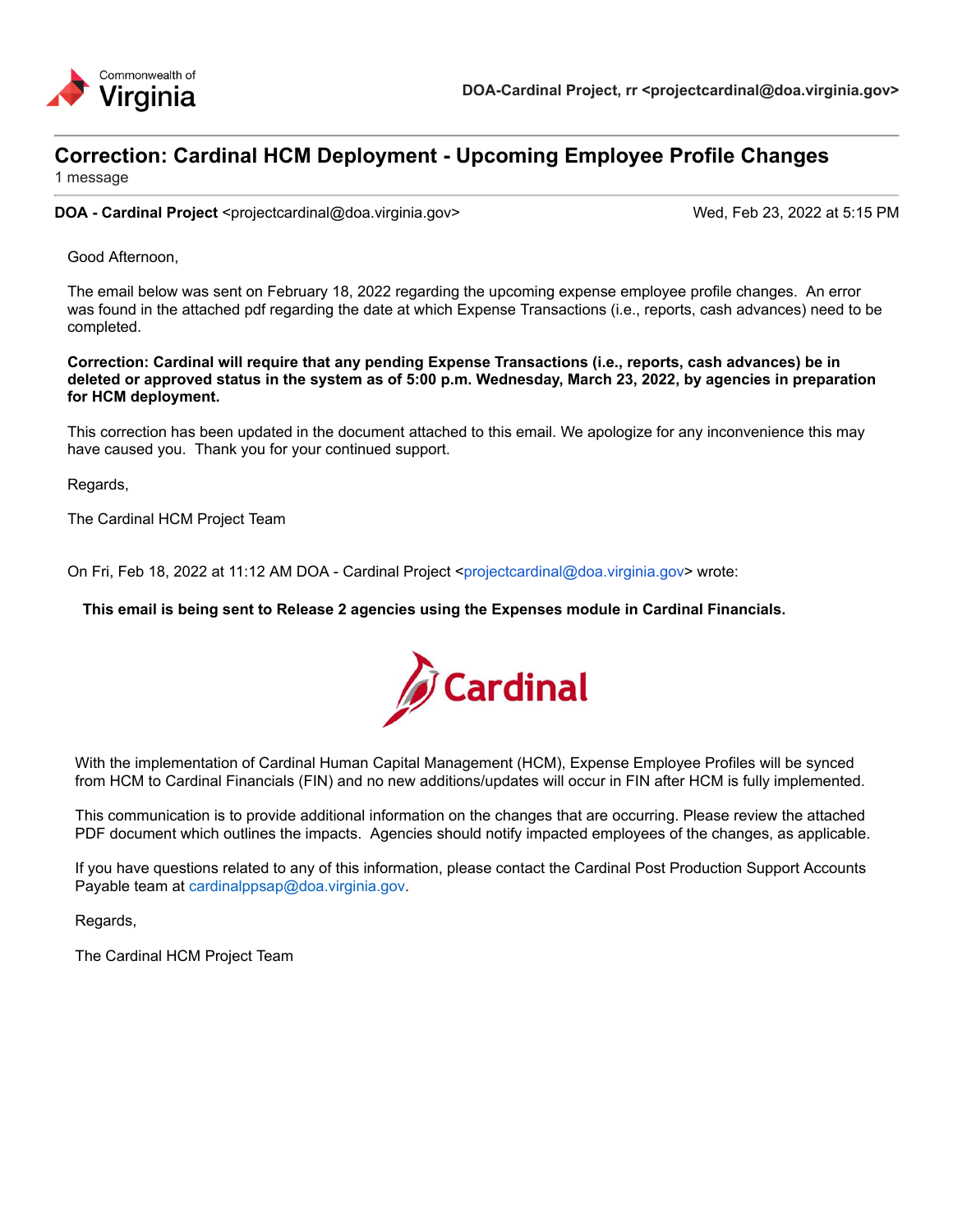Commonwealth of Virginia

DOA-Cardinal Project, rr <projectcardinal@doa.virginia.gov>

# Correction: Cardinal HCM Deployment - Upcoming Employee Profile Changes

1 message

**DOA - Cardinal Project** <projectcardinal@doa.virginia.gov> Wed, Feb 23, 2022 at 5:15 PM

Good Afternoon,

The email below was sent on February 18, 2022 regarding the upcoming expense employee profile changes. An error was found in the attached pdf regarding the date at which Expense Transactions (i.e., reports, cash advances) need to be completed.

**Correction: Cardinal will require that any pending Expense Transactions (i.e., reports, cash advances) be in deleted or approved status in the system as of 5:00 p.m. Wednesday, March 23, 2022, by agencies in preparation for HCM deployment.**

This correction has been updated in the document attached to this email. We apologize for any inconvenience this may have caused you. Thank you for your continued support.

Regards,

The Cardinal HCM Project Team

On Fri, Feb 18, 2022 at 11:12 AM DOA - Cardinal Project <projectcardinal@doa.virginia.gov> wrote:

**This email is being sent to Release 2 agencies using the Expenses module in Cardinal Financials.**

Cardinal

With the implementation of Cardinal Human Capital Management (HCM), Expense Employee Profiles will be synced from HCM to Cardinal Financials (FIN) and no new additions/updates will occur in FIN after HCM is fully implemented.

This communication is to provide additional information on the changes that are occurring. Please review the attached PDF document which outlines the impacts. Agencies should notify impacted employees of the changes, as applicable.

If you have questions related to any of this information, please contact the Cardinal Post Production Support Accounts Payable team at cardinalppsap@doa.virginia.gov.

Regards,

The Cardinal HCM Project Team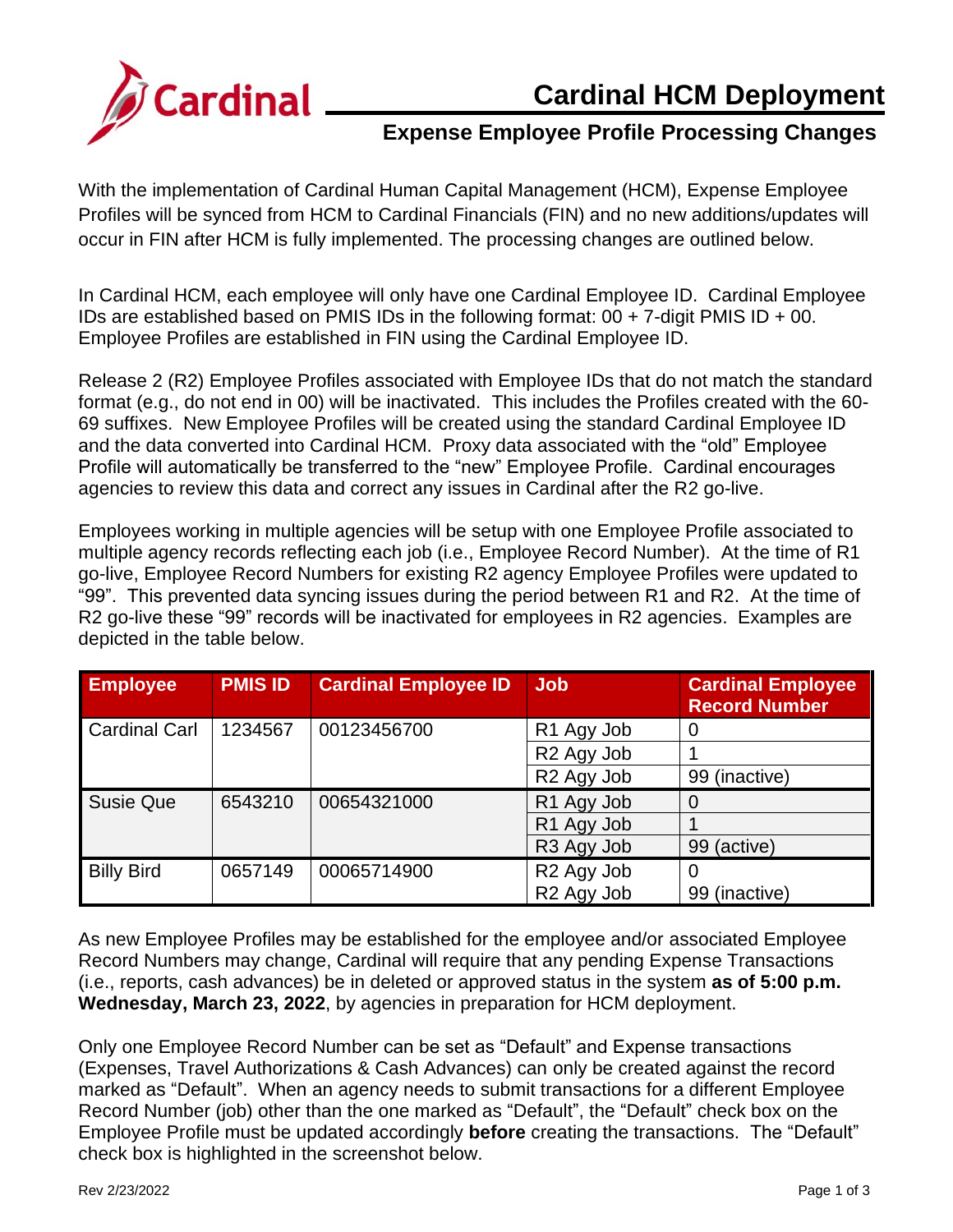# Cardinal HCM Deployment

## Expense Employee Profile Processing Changes

With the implementation of Cardinal Human Capital Management (HCM), Expense Employee Profiles will be synced from HCM to Cardinal Financials (FIN) and no new additions/updates will occur in FIN after HCM is fully implemented. The processing changes are outlined below.

In Cardinal HCM, each employee will only have one Cardinal Employee ID. Cardinal Employee IDs are established based on PMIS IDs in the following format: 00 + 7-digit PMIS ID + 00. Employee Profiles are established in FIN using the Cardinal Employee ID.

Release 2 (R2) Employee Profiles associated with Employee IDs that do not match the standard format (e.g., do not end in 00) will be inactivated. This includes the Profiles created with the 60-69 suffixes. New Employee Profiles will be created using the standard Cardinal Employee ID and the data converted into Cardinal HCM. Proxy data associated with the "old" Employee Profile will automatically be transferred to the "new" Employee Profile. Cardinal encourages agencies to review this data and correct any issues in Cardinal after the R2 go-live.

Employees working in multiple agencies will be setup with one Employee Profile associated to multiple agency records reflecting each job (i.e., Employee Record Number). At the time of R1 go-live, Employee Record Numbers for existing R2 agency Employee Profiles were updated to "99". This prevented data syncing issues during the period between R1 and R2. At the time of R2 go-live these "99" records will be inactivated for employees in R2 agencies. Examples are depicted in the table below.

| Employee | PMIS ID | Cardinal Employee ID | Job | Cardinal Employee Record Number |
|---|---|---|---|---|
| Cardinal Carl | 1234567 | 00123456700 | R1 Agy Job | 0 |
| | | | R2 Agy Job | 1 |
| | | | R2 Agy Job | 99 (inactive) |
| Susie Que | 6543210 | 00654321000 | R1 Agy Job | 0 |
| | | | R1 Agy Job | 1 |
| | | | R3 Agy Job | 99 (active) |
| Billy Bird | 0657149 | 00065714900 | R2 Agy Job | 0 |
| | | | R2 Agy Job | 99 (inactive) |

As new Employee Profiles may be established for the employee and/or associated Employee Record Numbers may change, Cardinal will require that any pending Expense Transactions (i.e., reports, cash advances) be in deleted or approved status in the system **as of 5:00 p.m. Wednesday, March 23, 2022**, by agencies in preparation for HCM deployment.

Only one Employee Record Number can be set as "Default" and Expense transactions (Expenses, Travel Authorizations & Cash Advances) can only be created against the record marked as "Default". When an agency needs to submit transactions for a different Employee Record Number (job) other than the one marked as "Default", the "Default" check box on the Employee Profile must be updated accordingly **before** creating the transactions. The "Default" check box is highlighted in the screenshot below.

Rev 2/23/2022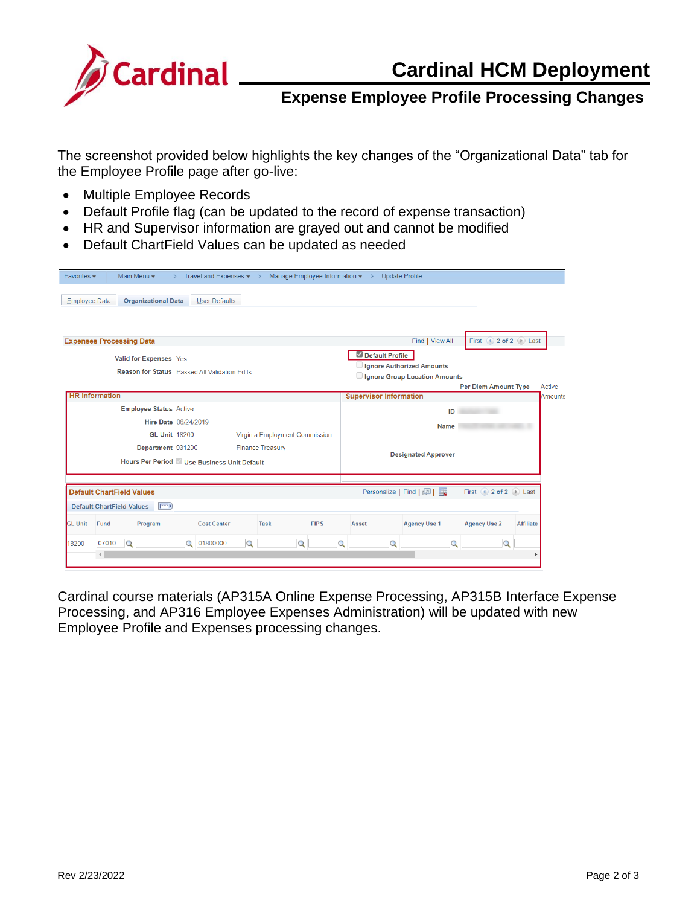The screenshot provided below highlights the key changes of the “Organizational Data” tab for the Employee Profile page after go-live:

- Multiple Employee Records
- Default Profile flag (can be updated to the record of expense transaction)
- HR and Supervisor information are grayed out and cannot be modified
- Default ChartField Values can be updated as needed

Favorites ▾ | Main Menu ▾ > Travel and Expenses ▾ > Manage Employee Information ▾ > Update Profile

Employee Data | Organizational Data | User Defaults

**Expenses Processing Data** — Find | View All — First 2 of 2 Last

Valid for Expenses: Yes
Reason for Status: Passed All Validation Edits

☑ Default Profile
☐ Ignore Authorized Amounts
☐ Ignore Group Location Amounts
Per Diem Amount Type: Active Amounts

**HR Information**

Employee Status: Active
Hire Date: 06/24/2019
GL Unit: 18200 — Virginia Employment Commission
Department: 931200 — Finance Treasury
Hours Per Period: Use Business Unit Default

**Supervisor Information**

ID
Name
Designated Approver

**Default ChartField Values** — Personalize | Find — First 2 of 2 Last

Default ChartField Values

| GL Unit | Fund | Program | Cost Center | Task | FIPS | Asset | Agency Use 1 | Agency Use 2 | Affiliate |
|---|---|---|---|---|---|---|---|---|---|
| 18200 | 07010 | | 01800000 | | | | | | |

Cardinal course materials (AP315A Online Expense Processing, AP315B Interface Expense Processing, and AP316 Employee Expenses Administration) will be updated with new Employee Profile and Expenses processing changes.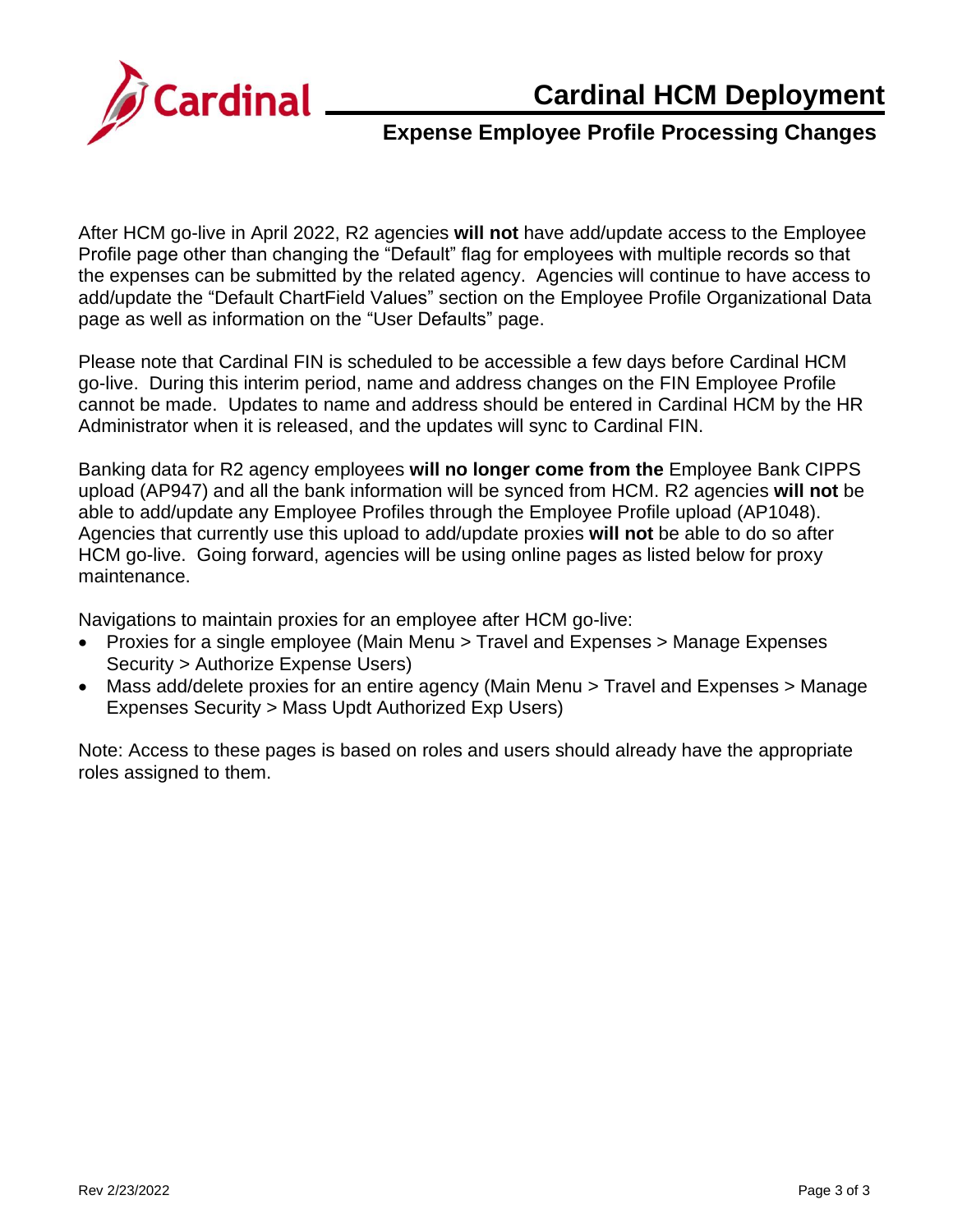After HCM go-live in April 2022, R2 agencies **will not** have add/update access to the Employee Profile page other than changing the "Default" flag for employees with multiple records so that the expenses can be submitted by the related agency. Agencies will continue to have access to add/update the "Default ChartField Values" section on the Employee Profile Organizational Data page as well as information on the "User Defaults" page.

Please note that Cardinal FIN is scheduled to be accessible a few days before Cardinal HCM go-live. During this interim period, name and address changes on the FIN Employee Profile cannot be made. Updates to name and address should be entered in Cardinal HCM by the HR Administrator when it is released, and the updates will sync to Cardinal FIN.

Banking data for R2 agency employees **will no longer come from the** Employee Bank CIPPS upload (AP947) and all the bank information will be synced from HCM. R2 agencies **will not** be able to add/update any Employee Profiles through the Employee Profile upload (AP1048). Agencies that currently use this upload to add/update proxies **will not** be able to do so after HCM go-live. Going forward, agencies will be using online pages as listed below for proxy maintenance.

Navigations to maintain proxies for an employee after HCM go-live:

- Proxies for a single employee (Main Menu > Travel and Expenses > Manage Expenses Security > Authorize Expense Users)
- Mass add/delete proxies for an entire agency (Main Menu > Travel and Expenses > Manage Expenses Security > Mass Updt Authorized Exp Users)

Note: Access to these pages is based on roles and users should already have the appropriate roles assigned to them.